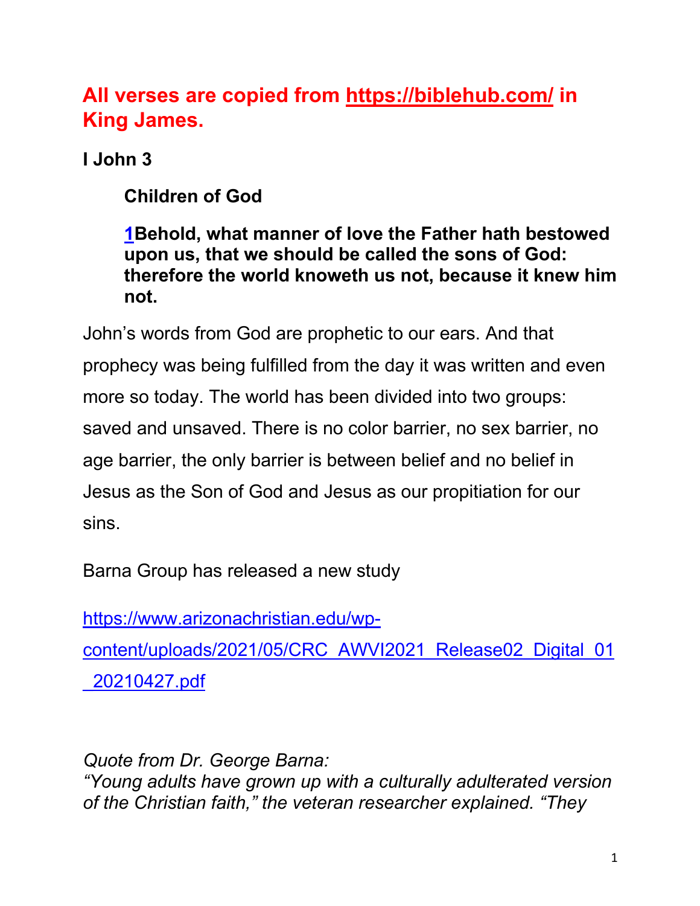**All verses are copied from [https://biblehub.com/](https://biblehub.com/) in King James.**

## I John 3

### Children of God

> **[1](#)Behold, what manner of love the Father hath bestowed upon us, that we should be called the sons of God: therefore the world knoweth us not, because it knew him not.**

John's words from God are prophetic to our ears. And that prophecy was being fulfilled from the day it was written and even more so today. The world has been divided into two groups: saved and unsaved. There is no color barrier, no sex barrier, no age barrier, the only barrier is between belief and no belief in Jesus as the Son of God and Jesus as our propitiation for our sins.

Barna Group has released a new study

[https://www.arizonachristian.edu/wp-content/uploads/2021/05/CRC_AWVI2021_Release02_Digital_01_20210427.pdf](https://www.arizonachristian.edu/wp-content/uploads/2021/05/CRC_AWVI2021_Release02_Digital_01_20210427.pdf)

*Quote from Dr. George Barna:*
*"Young adults have grown up with a culturally adulterated version of the Christian faith," the veteran researcher explained. "They*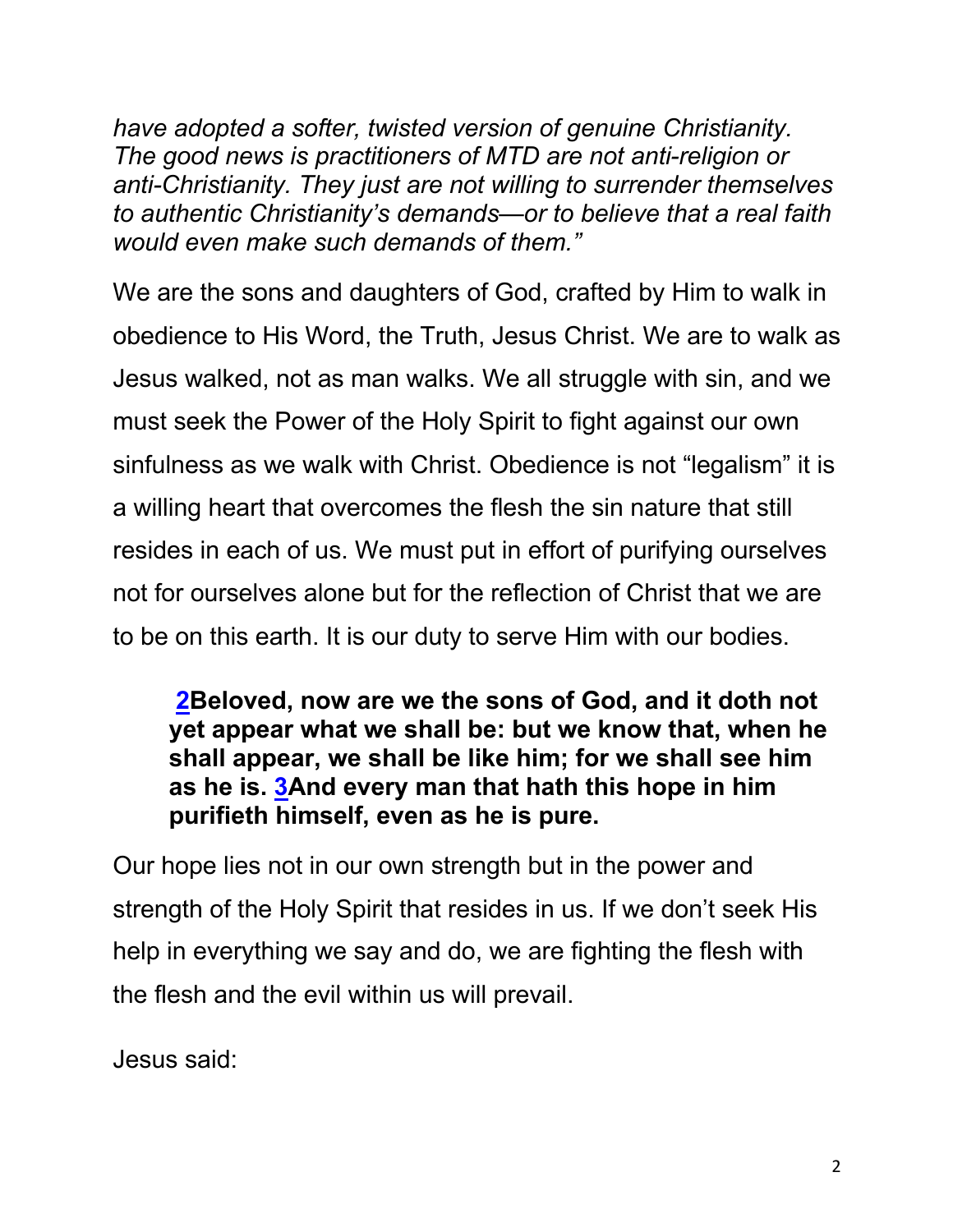*have adopted a softer, twisted version of genuine Christianity. The good news is practitioners of MTD are not anti-religion or anti-Christianity. They just are not willing to surrender themselves to authentic Christianity's demands—or to believe that a real faith would even make such demands of them."*

We are the sons and daughters of God, crafted by Him to walk in obedience to His Word, the Truth, Jesus Christ. We are to walk as Jesus walked, not as man walks. We all struggle with sin, and we must seek the Power of the Holy Spirit to fight against our own sinfulness as we walk with Christ. Obedience is not "legalism" it is a willing heart that overcomes the flesh the sin nature that still resides in each of us. We must put in effort of purifying ourselves not for ourselves alone but for the reflection of Christ that we are to be on this earth. It is our duty to serve Him with our bodies.

> **2Beloved, now are we the sons of God, and it doth not yet appear what we shall be: but we know that, when he shall appear, we shall be like him; for we shall see him as he is. 3And every man that hath this hope in him purifieth himself, even as he is pure.**

Our hope lies not in our own strength but in the power and strength of the Holy Spirit that resides in us. If we don't seek His help in everything we say and do, we are fighting the flesh with the flesh and the evil within us will prevail.

Jesus said: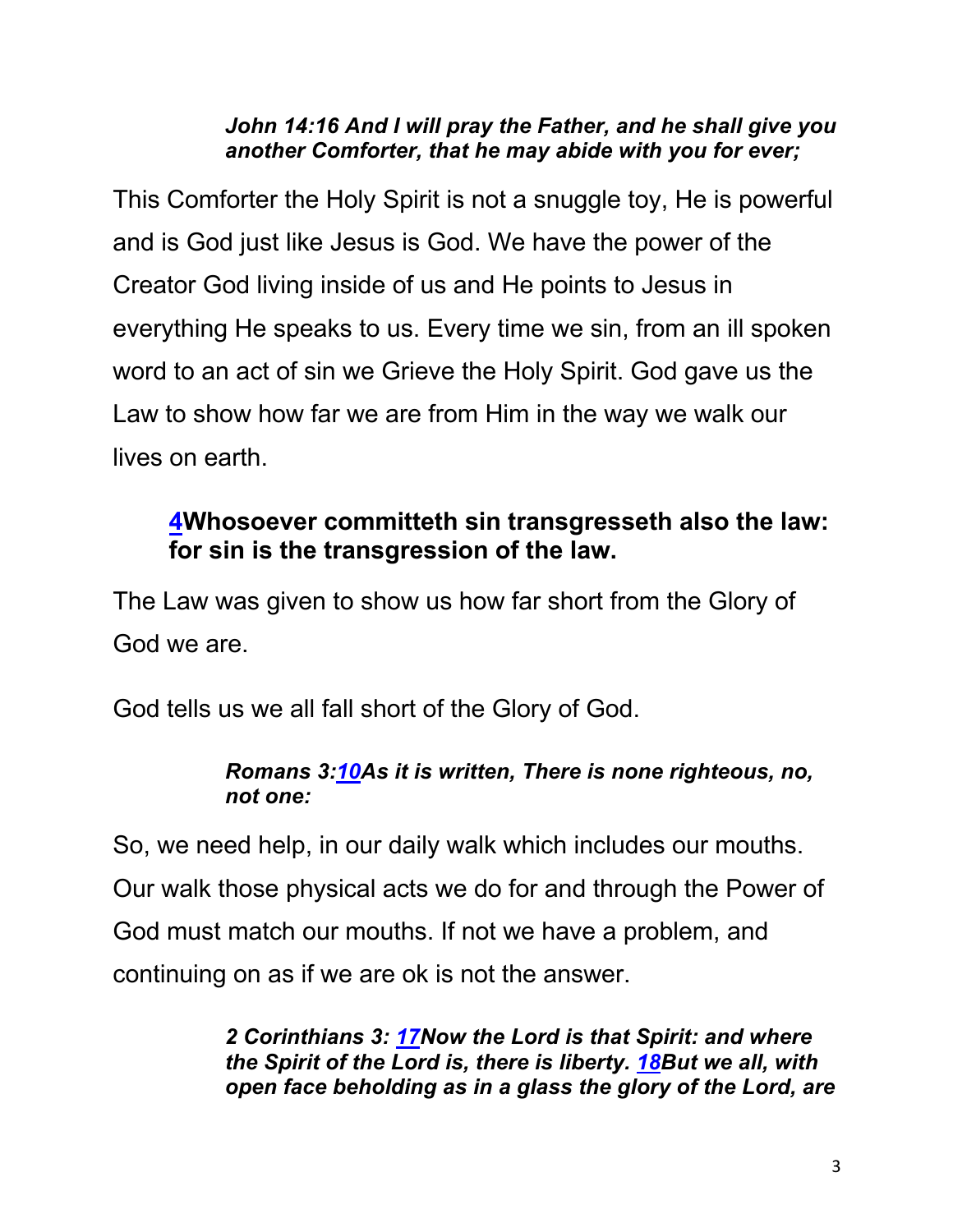***John 14:16 And I will pray the Father, and he shall give you another Comforter, that he may abide with you for ever;***

This Comforter the Holy Spirit is not a snuggle toy, He is powerful and is God just like Jesus is God. We have the power of the Creator God living inside of us and He points to Jesus in everything He speaks to us. Every time we sin, from an ill spoken word to an act of sin we Grieve the Holy Spirit. God gave us the Law to show how far we are from Him in the way we walk our lives on earth.

**4Whosoever committeth sin transgresseth also the law: for sin is the transgression of the law.**

The Law was given to show us how far short from the Glory of God we are.

God tells us we all fall short of the Glory of God.

***Romans 3:10As it is written, There is none righteous, no, not one:***

So, we need help, in our daily walk which includes our mouths. Our walk those physical acts we do for and through the Power of God must match our mouths. If not we have a problem, and continuing on as if we are ok is not the answer.

***2 Corinthians 3: 17Now the Lord is that Spirit: and where the Spirit of the Lord is, there is liberty. 18But we all, with open face beholding as in a glass the glory of the Lord, are***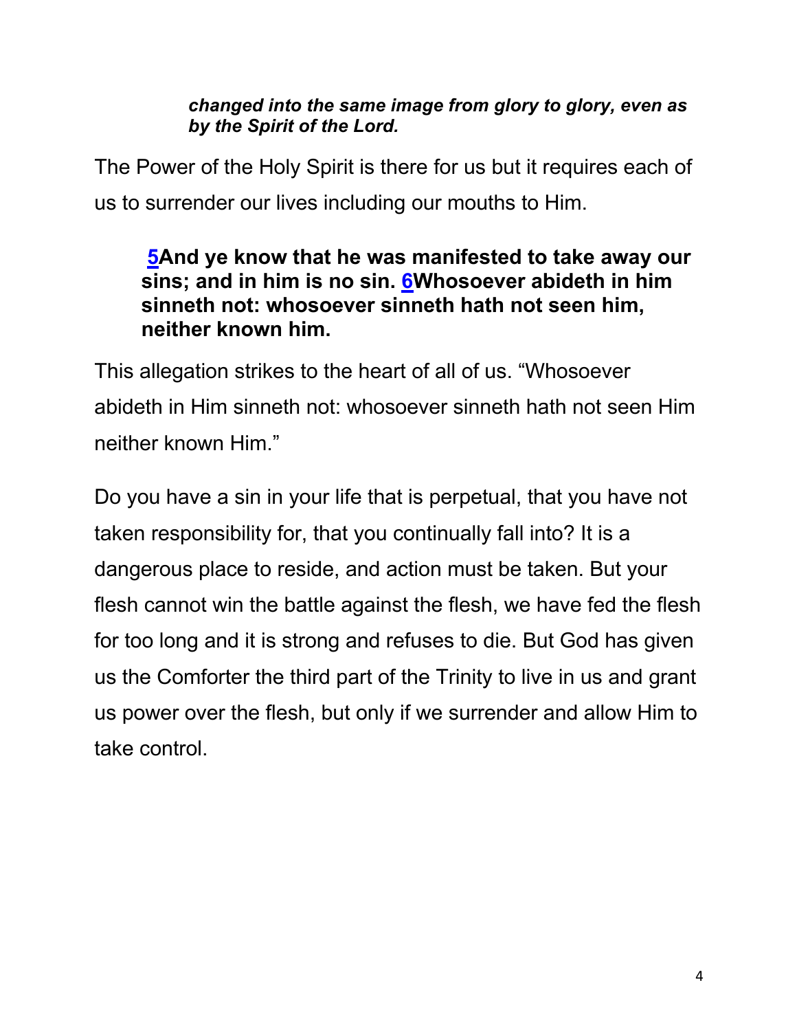> ***changed into the same image from glory to glory, even as by the Spirit of the Lord.***

The Power of the Holy Spirit is there for us but it requires each of us to surrender our lives including our mouths to Him.

> **5And ye know that he was manifested to take away our sins; and in him is no sin. 6Whosoever abideth in him sinneth not: whosoever sinneth hath not seen him, neither known him.**

This allegation strikes to the heart of all of us. "Whosoever abideth in Him sinneth not: whosoever sinneth hath not seen Him neither known Him."

Do you have a sin in your life that is perpetual, that you have not taken responsibility for, that you continually fall into? It is a dangerous place to reside, and action must be taken. But your flesh cannot win the battle against the flesh, we have fed the flesh for too long and it is strong and refuses to die. But God has given us the Comforter the third part of the Trinity to live in us and grant us power over the flesh, but only if we surrender and allow Him to take control.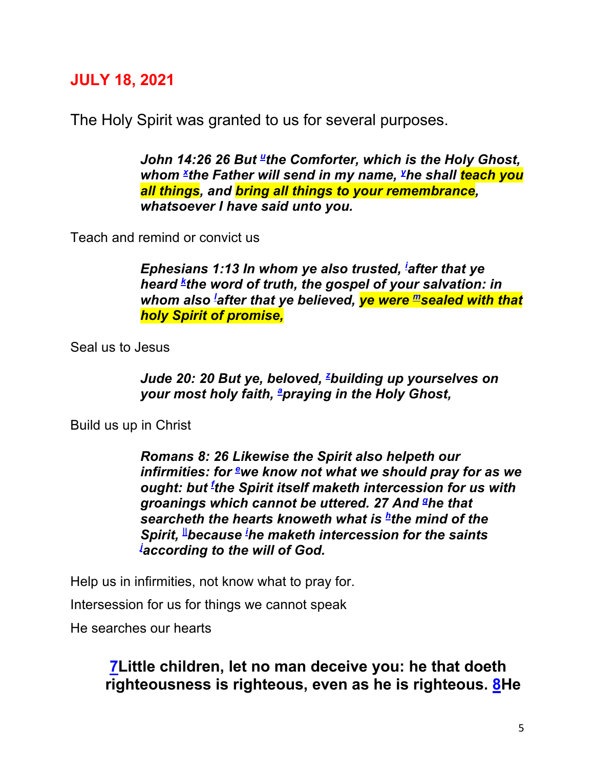## JULY 18, 2021

The Holy Spirit was granted to us for several purposes.

> ***John 14:26 26 But [u]the Comforter, which is the Holy Ghost, whom [x]the Father will send in my name, [y]he shall teach you all things, and bring all things to your remembrance, whatsoever I have said unto you.***

Teach and remind or convict us

> ***Ephesians 1:13 In whom ye also trusted, [i]after that ye heard [k]the word of truth, the gospel of your salvation: in whom also [l]after that ye believed, ye were [m]sealed with that holy Spirit of promise,***

Seal us to Jesus

> ***Jude 20: 20 But ye, beloved, [z]building up yourselves on your most holy faith, [a]praying in the Holy Ghost,***

Build us up in Christ

> ***Romans 8: 26 Likewise the Spirit also helpeth our infirmities: for [e]we know not what we should pray for as we ought: but [f]the Spirit itself maketh intercession for us with groanings which cannot be uttered. 27 And [g]he that searcheth the hearts knoweth what is [h]the mind of the Spirit, [||]because [i]he maketh intercession for the saints [j]according to the will of God.***

Help us in infirmities, not know what to pray for.

Intersession for us for things we cannot speak

He searches our hearts

**7Little children, let no man deceive you: he that doeth righteousness is righteous, even as he is righteous. 8He**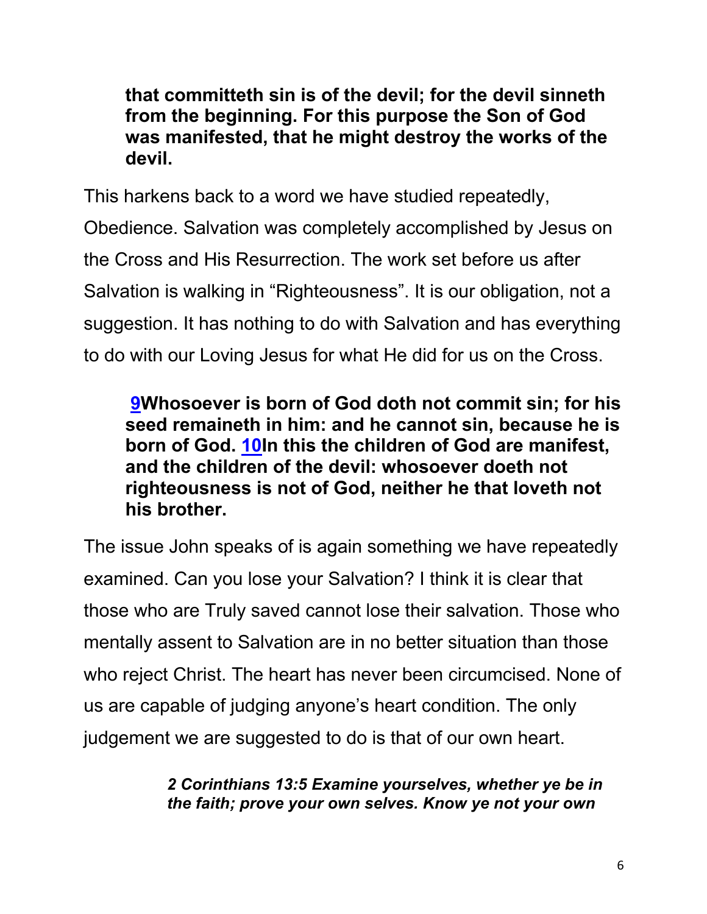**that committeth sin is of the devil; for the devil sinneth from the beginning. For this purpose the Son of God was manifested, that he might destroy the works of the devil.**

This harkens back to a word we have studied repeatedly, Obedience. Salvation was completely accomplished by Jesus on the Cross and His Resurrection. The work set before us after Salvation is walking in "Righteousness". It is our obligation, not a suggestion. It has nothing to do with Salvation and has everything to do with our Loving Jesus for what He did for us on the Cross.

**9Whosoever is born of God doth not commit sin; for his seed remaineth in him: and he cannot sin, because he is born of God. 10In this the children of God are manifest, and the children of the devil: whosoever doeth not righteousness is not of God, neither he that loveth not his brother.**

The issue John speaks of is again something we have repeatedly examined. Can you lose your Salvation? I think it is clear that those who are Truly saved cannot lose their salvation. Those who mentally assent to Salvation are in no better situation than those who reject Christ. The heart has never been circumcised. None of us are capable of judging anyone's heart condition. The only judgement we are suggested to do is that of our own heart.

***2 Corinthians 13:5 Examine yourselves, whether ye be in the faith; prove your own selves. Know ye not your own***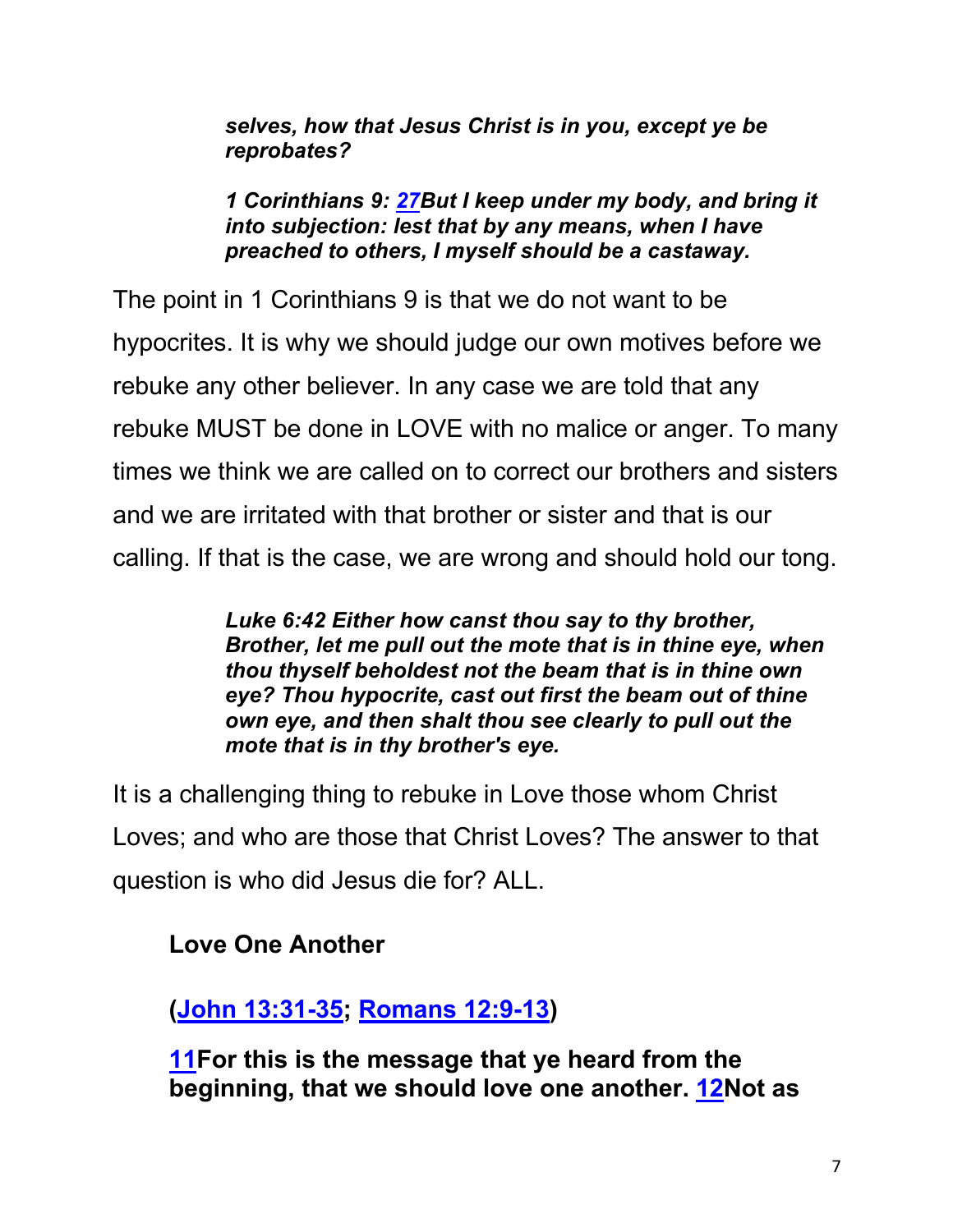***selves, how that Jesus Christ is in you, except ye be reprobates?***

***1 Corinthians 9: 27But I keep under my body, and bring it into subjection: lest that by any means, when I have preached to others, I myself should be a castaway.***

The point in 1 Corinthians 9 is that we do not want to be hypocrites. It is why we should judge our own motives before we rebuke any other believer. In any case we are told that any rebuke MUST be done in LOVE with no malice or anger. To many times we think we are called on to correct our brothers and sisters and we are irritated with that brother or sister and that is our calling. If that is the case, we are wrong and should hold our tong.

***Luke 6:42 Either how canst thou say to thy brother, Brother, let me pull out the mote that is in thine eye, when thou thyself beholdest not the beam that is in thine own eye? Thou hypocrite, cast out first the beam out of thine own eye, and then shalt thou see clearly to pull out the mote that is in thy brother's eye.***

It is a challenging thing to rebuke in Love those whom Christ Loves; and who are those that Christ Loves? The answer to that question is who did Jesus die for? ALL.

**Love One Another**

**(John 13:31-35; Romans 12:9-13)**

**11For this is the message that ye heard from the beginning, that we should love one another. 12Not as**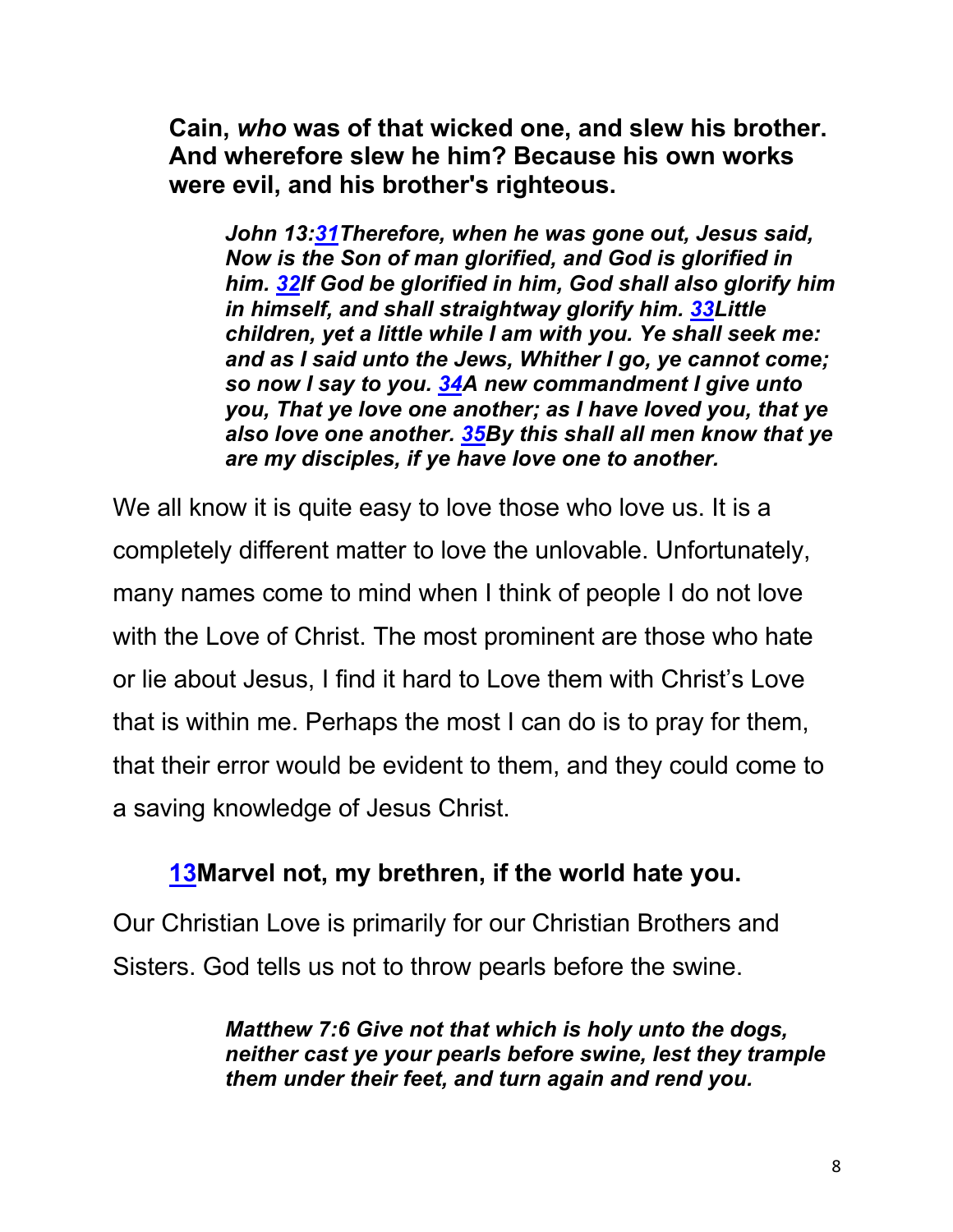**Cain, *who* was of that wicked one, and slew his brother. And wherefore slew he him? Because his own works were evil, and his brother's righteous.**

> ***John 13:31Therefore, when he was gone out, Jesus said, Now is the Son of man glorified, and God is glorified in him. 32If God be glorified in him, God shall also glorify him in himself, and shall straightway glorify him. 33Little children, yet a little while I am with you. Ye shall seek me: and as I said unto the Jews, Whither I go, ye cannot come; so now I say to you. 34A new commandment I give unto you, That ye love one another; as I have loved you, that ye also love one another. 35By this shall all men know that ye are my disciples, if ye have love one to another.***

We all know it is quite easy to love those who love us. It is a completely different matter to love the unlovable. Unfortunately, many names come to mind when I think of people I do not love with the Love of Christ. The most prominent are those who hate or lie about Jesus, I find it hard to Love them with Christ's Love that is within me. Perhaps the most I can do is to pray for them, that their error would be evident to them, and they could come to a saving knowledge of Jesus Christ.

**13Marvel not, my brethren, if the world hate you.**

Our Christian Love is primarily for our Christian Brothers and Sisters. God tells us not to throw pearls before the swine.

> ***Matthew 7:6 Give not that which is holy unto the dogs, neither cast ye your pearls before swine, lest they trample them under their feet, and turn again and rend you.***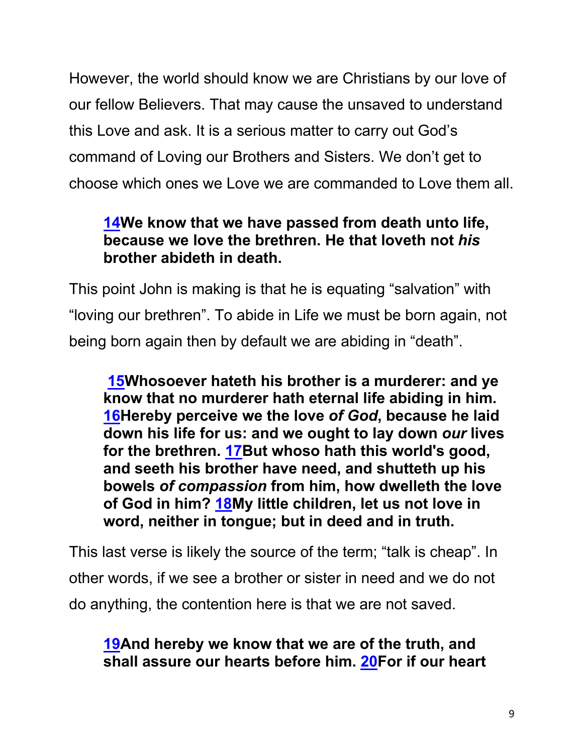However, the world should know we are Christians by our love of our fellow Believers. That may cause the unsaved to understand this Love and ask. It is a serious matter to carry out God's command of Loving our Brothers and Sisters. We don't get to choose which ones we Love we are commanded to Love them all.

> **14We know that we have passed from death unto life, because we love the brethren. He that loveth not *his* brother abideth in death.**

This point John is making is that he is equating "salvation" with "loving our brethren". To abide in Life we must be born again, not being born again then by default we are abiding in "death".

> **15Whosoever hateth his brother is a murderer: and ye know that no murderer hath eternal life abiding in him. 16Hereby perceive we the love *of God*, because he laid down his life for us: and we ought to lay down *our* lives for the brethren. 17But whoso hath this world's good, and seeth his brother have need, and shutteth up his bowels *of compassion* from him, how dwelleth the love of God in him? 18My little children, let us not love in word, neither in tongue; but in deed and in truth.**

This last verse is likely the source of the term; "talk is cheap". In other words, if we see a brother or sister in need and we do not do anything, the contention here is that we are not saved.

> **19And hereby we know that we are of the truth, and shall assure our hearts before him. 20For if our heart**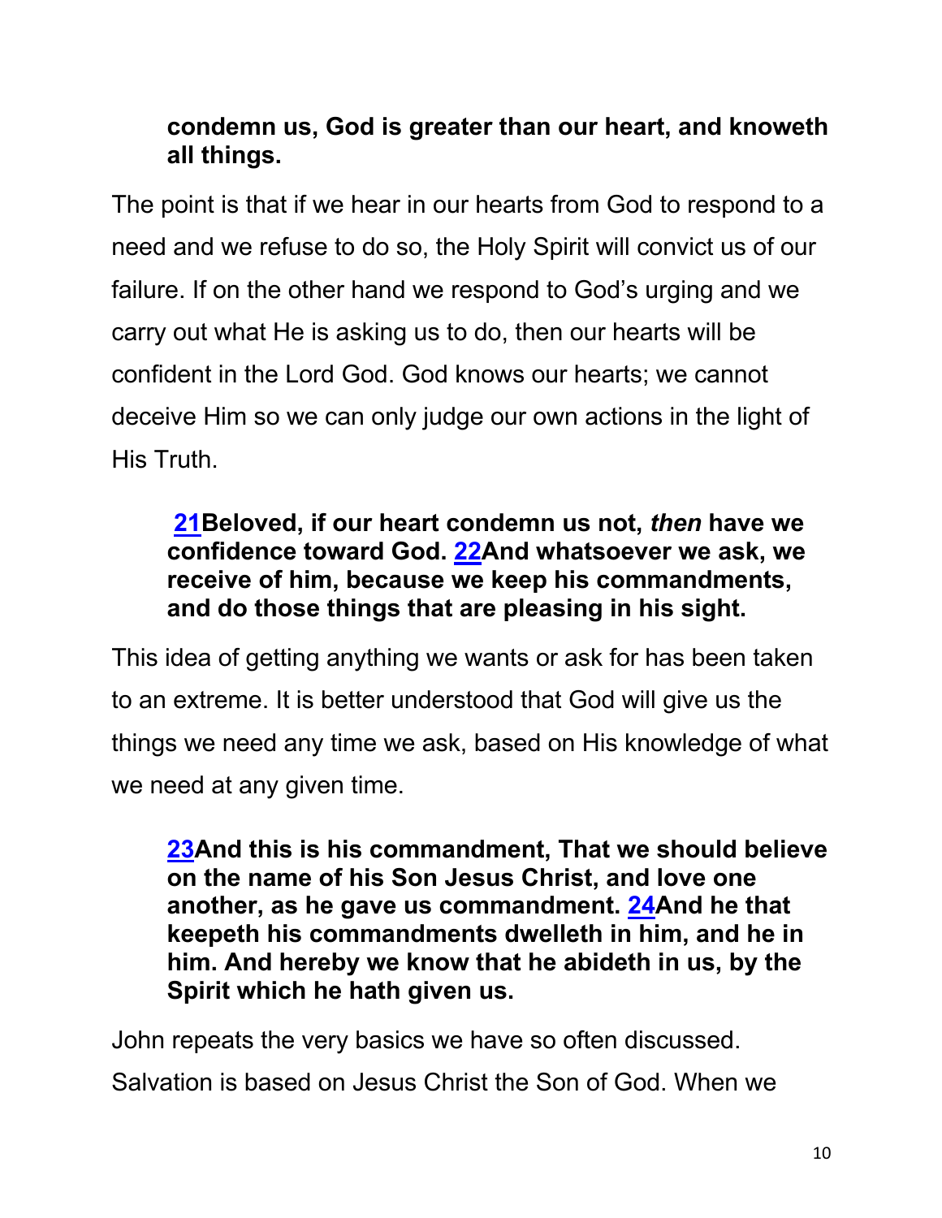**condemn us, God is greater than our heart, and knoweth all things.**

The point is that if we hear in our hearts from God to respond to a need and we refuse to do so, the Holy Spirit will convict us of our failure. If on the other hand we respond to God's urging and we carry out what He is asking us to do, then our hearts will be confident in the Lord God. God knows our hearts; we cannot deceive Him so we can only judge our own actions in the light of His Truth.

> **21Beloved, if our heart condemn us not, *then* have we confidence toward God. 22And whatsoever we ask, we receive of him, because we keep his commandments, and do those things that are pleasing in his sight.**

This idea of getting anything we wants or ask for has been taken to an extreme. It is better understood that God will give us the things we need any time we ask, based on His knowledge of what we need at any given time.

> **23And this is his commandment, That we should believe on the name of his Son Jesus Christ, and love one another, as he gave us commandment. 24And he that keepeth his commandments dwelleth in him, and he in him. And hereby we know that he abideth in us, by the Spirit which he hath given us.**

John repeats the very basics we have so often discussed. Salvation is based on Jesus Christ the Son of God. When we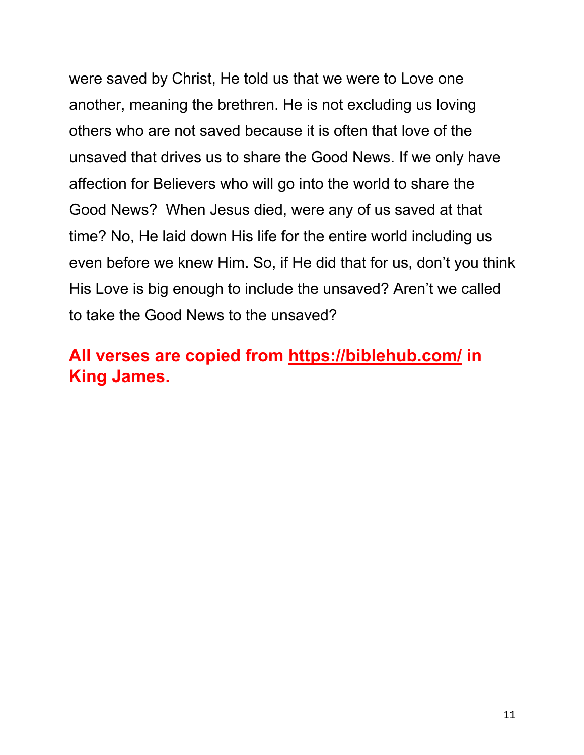were saved by Christ, He told us that we were to Love one another, meaning the brethren. He is not excluding us loving others who are not saved because it is often that love of the unsaved that drives us to share the Good News. If we only have affection for Believers who will go into the world to share the Good News? When Jesus died, were any of us saved at that time? No, He laid down His life for the entire world including us even before we knew Him. So, if He did that for us, don't you think His Love is big enough to include the unsaved? Aren't we called to take the Good News to the unsaved?

**All verses are copied from [https://biblehub.com/](https://biblehub.com/) in King James.**